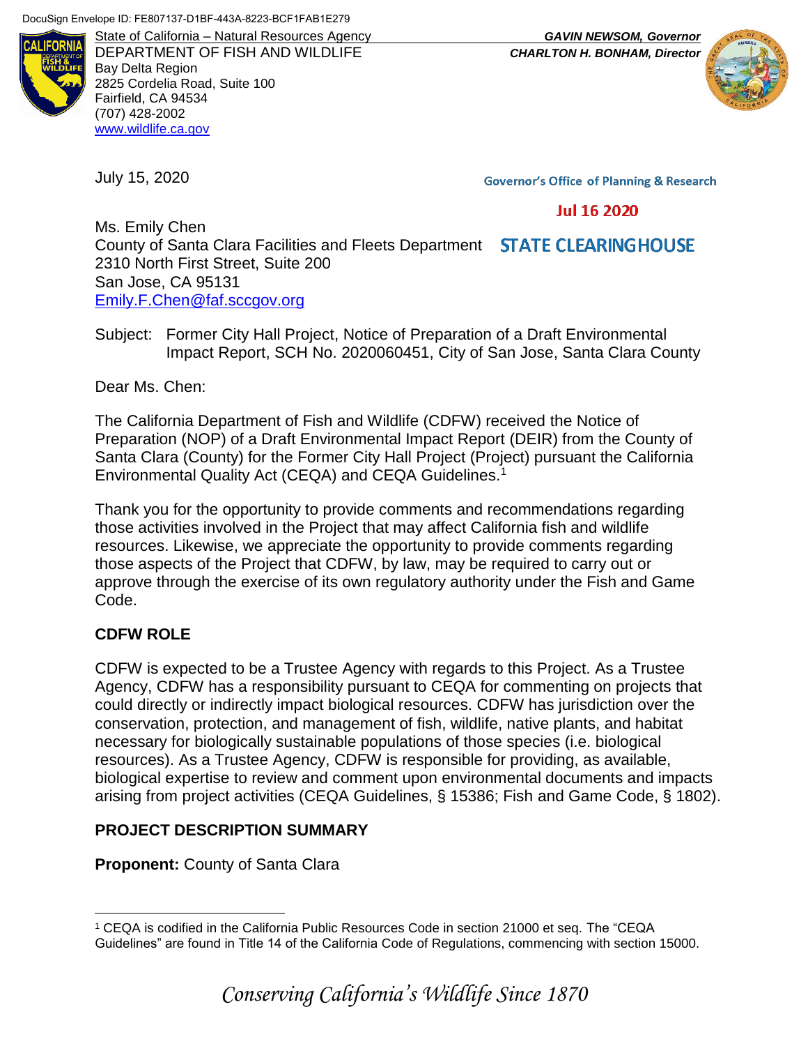DocuSign Envelope ID: FE807137-D1BF-443A-8223-BCF1FAB1E279

State of California – Natural Resources Agency
DEPARTMENT OF FISH AND WILDLIFE
Bay Delta Region
2825 Cordelia Road, Suite 100
Fairfield, CA 94534
(707) 428-2002
www.wildlife.ca.gov

*GAVIN NEWSOM, Governor*
*CHARLTON H. BONHAM, Director*

July 15, 2020

Governor's Office of Planning & Research

Jul 16 2020

STATE CLEARINGHOUSE

Ms. Emily Chen
County of Santa Clara Facilities and Fleets Department
2310 North First Street, Suite 200
San Jose, CA 95131
Emily.F.Chen@faf.sccgov.org

Subject: Former City Hall Project, Notice of Preparation of a Draft Environmental Impact Report, SCH No. 2020060451, City of San Jose, Santa Clara County

Dear Ms. Chen:

The California Department of Fish and Wildlife (CDFW) received the Notice of Preparation (NOP) of a Draft Environmental Impact Report (DEIR) from the County of Santa Clara (County) for the Former City Hall Project (Project) pursuant the California Environmental Quality Act (CEQA) and CEQA Guidelines.[1]

Thank you for the opportunity to provide comments and recommendations regarding those activities involved in the Project that may affect California fish and wildlife resources. Likewise, we appreciate the opportunity to provide comments regarding those aspects of the Project that CDFW, by law, may be required to carry out or approve through the exercise of its own regulatory authority under the Fish and Game Code.

## CDFW ROLE

CDFW is expected to be a Trustee Agency with regards to this Project. As a Trustee Agency, CDFW has a responsibility pursuant to CEQA for commenting on projects that could directly or indirectly impact biological resources. CDFW has jurisdiction over the conservation, protection, and management of fish, wildlife, native plants, and habitat necessary for biologically sustainable populations of those species (i.e. biological resources). As a Trustee Agency, CDFW is responsible for providing, as available, biological expertise to review and comment upon environmental documents and impacts arising from project activities (CEQA Guidelines, § 15386; Fish and Game Code, § 1802).

## PROJECT DESCRIPTION SUMMARY

**Proponent:** County of Santa Clara

[1] CEQA is codified in the California Public Resources Code in section 21000 et seq. The "CEQA Guidelines" are found in Title 14 of the California Code of Regulations, commencing with section 15000.

*Conserving California's Wildlife Since 1870*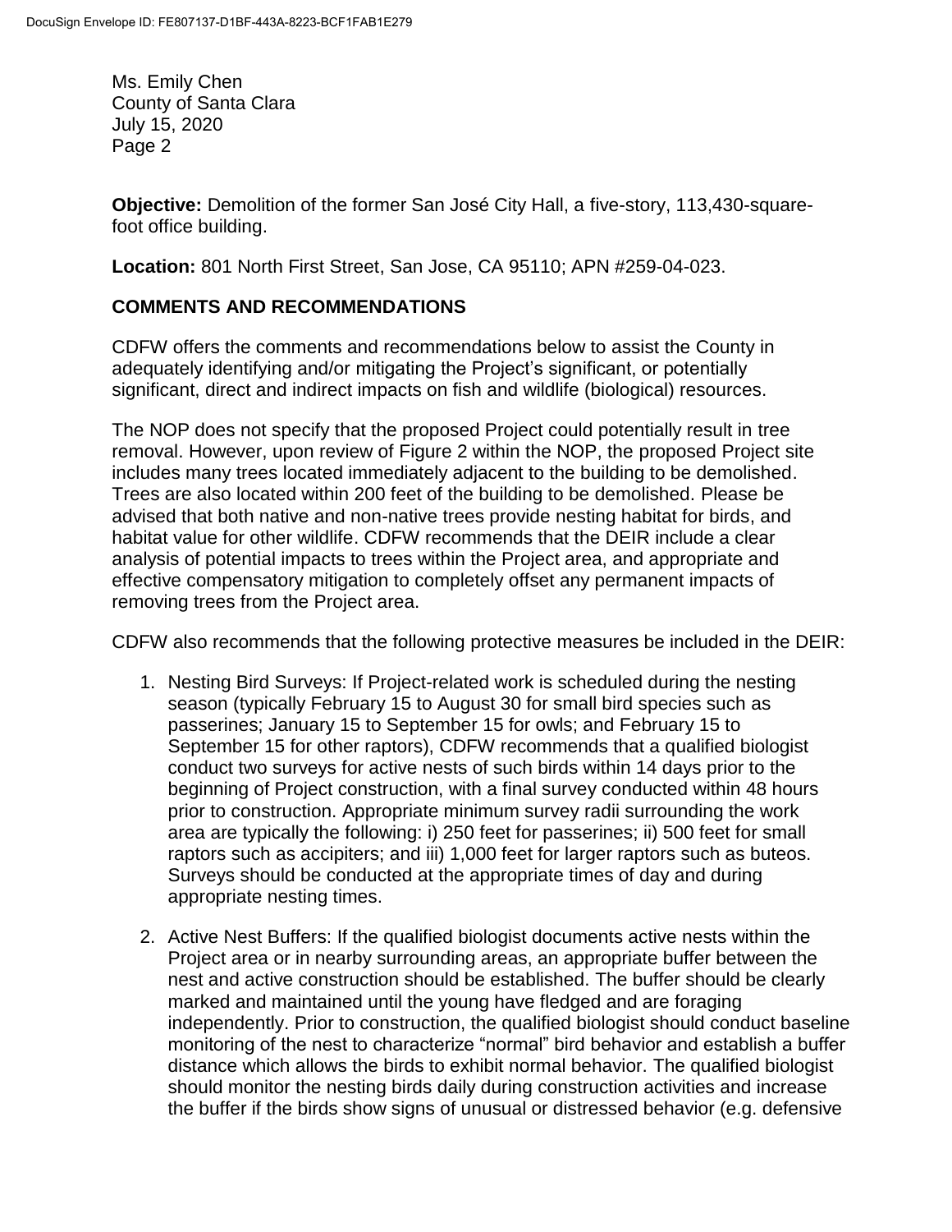Ms. Emily Chen
County of Santa Clara
July 15, 2020

**Objective:** Demolition of the former San José City Hall, a five-story, 113,430-square-foot office building.

**Location:** 801 North First Street, San Jose, CA 95110; APN #259-04-023.

## COMMENTS AND RECOMMENDATIONS

CDFW offers the comments and recommendations below to assist the County in adequately identifying and/or mitigating the Project's significant, or potentially significant, direct and indirect impacts on fish and wildlife (biological) resources.

The NOP does not specify that the proposed Project could potentially result in tree removal. However, upon review of Figure 2 within the NOP, the proposed Project site includes many trees located immediately adjacent to the building to be demolished. Trees are also located within 200 feet of the building to be demolished. Please be advised that both native and non-native trees provide nesting habitat for birds, and habitat value for other wildlife. CDFW recommends that the DEIR include a clear analysis of potential impacts to trees within the Project area, and appropriate and effective compensatory mitigation to completely offset any permanent impacts of removing trees from the Project area.

CDFW also recommends that the following protective measures be included in the DEIR:

1. Nesting Bird Surveys: If Project-related work is scheduled during the nesting season (typically February 15 to August 30 for small bird species such as passerines; January 15 to September 15 for owls; and February 15 to September 15 for other raptors), CDFW recommends that a qualified biologist conduct two surveys for active nests of such birds within 14 days prior to the beginning of Project construction, with a final survey conducted within 48 hours prior to construction. Appropriate minimum survey radii surrounding the work area are typically the following: i) 250 feet for passerines; ii) 500 feet for small raptors such as accipiters; and iii) 1,000 feet for larger raptors such as buteos. Surveys should be conducted at the appropriate times of day and during appropriate nesting times.

2. Active Nest Buffers: If the qualified biologist documents active nests within the Project area or in nearby surrounding areas, an appropriate buffer between the nest and active construction should be established. The buffer should be clearly marked and maintained until the young have fledged and are foraging independently. Prior to construction, the qualified biologist should conduct baseline monitoring of the nest to characterize "normal" bird behavior and establish a buffer distance which allows the birds to exhibit normal behavior. The qualified biologist should monitor the nesting birds daily during construction activities and increase the buffer if the birds show signs of unusual or distressed behavior (e.g. defensive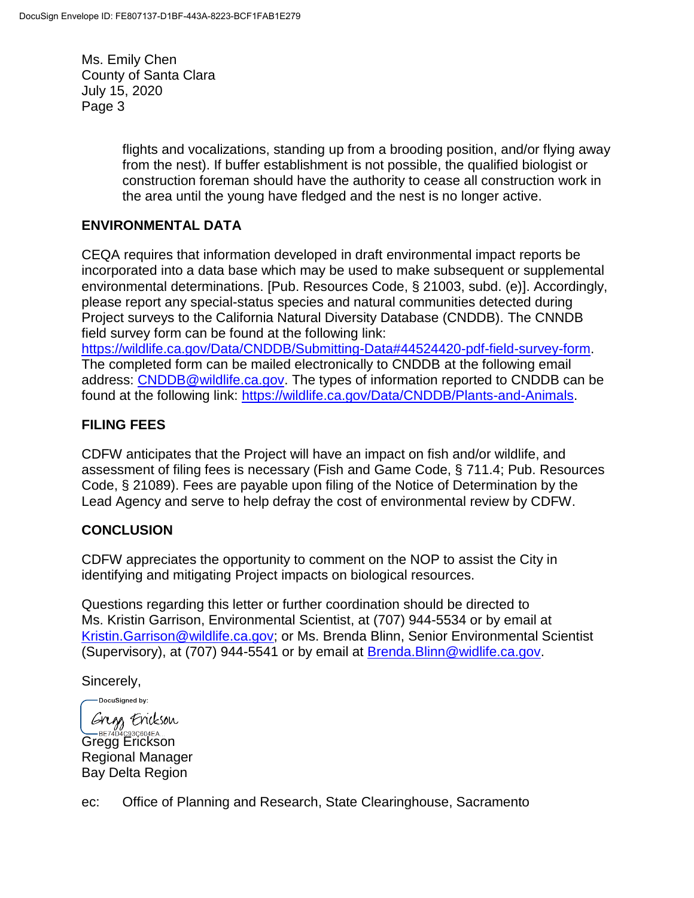flights and vocalizations, standing up from a brooding position, and/or flying away from the nest). If buffer establishment is not possible, the qualified biologist or construction foreman should have the authority to cease all construction work in the area until the young have fledged and the nest is no longer active.

## ENVIRONMENTAL DATA

CEQA requires that information developed in draft environmental impact reports be incorporated into a data base which may be used to make subsequent or supplemental environmental determinations. [Pub. Resources Code, § 21003, subd. (e)]. Accordingly, please report any special-status species and natural communities detected during Project surveys to the California Natural Diversity Database (CNDDB). The CNNDB field survey form can be found at the following link: https://wildlife.ca.gov/Data/CNDDB/Submitting-Data#44524420-pdf-field-survey-form. The completed form can be mailed electronically to CNDDB at the following email address: CNDDB@wildlife.ca.gov. The types of information reported to CNDDB can be found at the following link: https://wildlife.ca.gov/Data/CNDDB/Plants-and-Animals.

## FILING FEES

CDFW anticipates that the Project will have an impact on fish and/or wildlife, and assessment of filing fees is necessary (Fish and Game Code, § 711.4; Pub. Resources Code, § 21089). Fees are payable upon filing of the Notice of Determination by the Lead Agency and serve to help defray the cost of environmental review by CDFW.

## CONCLUSION

CDFW appreciates the opportunity to comment on the NOP to assist the City in identifying and mitigating Project impacts on biological resources.

Questions regarding this letter or further coordination should be directed to Ms. Kristin Garrison, Environmental Scientist, at (707) 944-5534 or by email at Kristin.Garrison@wildlife.ca.gov; or Ms. Brenda Blinn, Senior Environmental Scientist (Supervisory), at (707) 944-5541 or by email at Brenda.Blinn@widlife.ca.gov.

Sincerely,

DocuSigned by:
Gregg Erickson
BE74D4C93C604EA...

Gregg Erickson
Regional Manager
Bay Delta Region

ec: Office of Planning and Research, State Clearinghouse, Sacramento